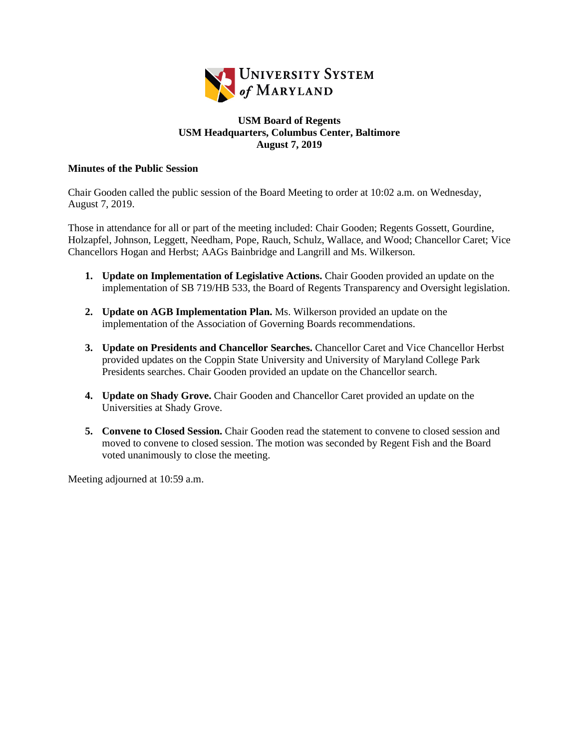**UNIVERSITY SYSTEM *of* MARYLAND**

**USM Board of Regents**
**USM Headquarters, Columbus Center, Baltimore**
**August 7, 2019**

**Minutes of the Public Session**

Chair Gooden called the public session of the Board Meeting to order at 10:02 a.m. on Wednesday, August 7, 2019.

Those in attendance for all or part of the meeting included: Chair Gooden; Regents Gossett, Gourdine, Holzapfel, Johnson, Leggett, Needham, Pope, Rauch, Schulz, Wallace, and Wood; Chancellor Caret; Vice Chancellors Hogan and Herbst; AAGs Bainbridge and Langrill and Ms. Wilkerson.

1. **Update on Implementation of Legislative Actions.** Chair Gooden provided an update on the implementation of SB 719/HB 533, the Board of Regents Transparency and Oversight legislation.

2. **Update on AGB Implementation Plan.** Ms. Wilkerson provided an update on the implementation of the Association of Governing Boards recommendations.

3. **Update on Presidents and Chancellor Searches.** Chancellor Caret and Vice Chancellor Herbst provided updates on the Coppin State University and University of Maryland College Park Presidents searches. Chair Gooden provided an update on the Chancellor search.

4. **Update on Shady Grove.** Chair Gooden and Chancellor Caret provided an update on the Universities at Shady Grove.

5. **Convene to Closed Session.** Chair Gooden read the statement to convene to closed session and moved to convene to closed session. The motion was seconded by Regent Fish and the Board voted unanimously to close the meeting.

Meeting adjourned at 10:59 a.m.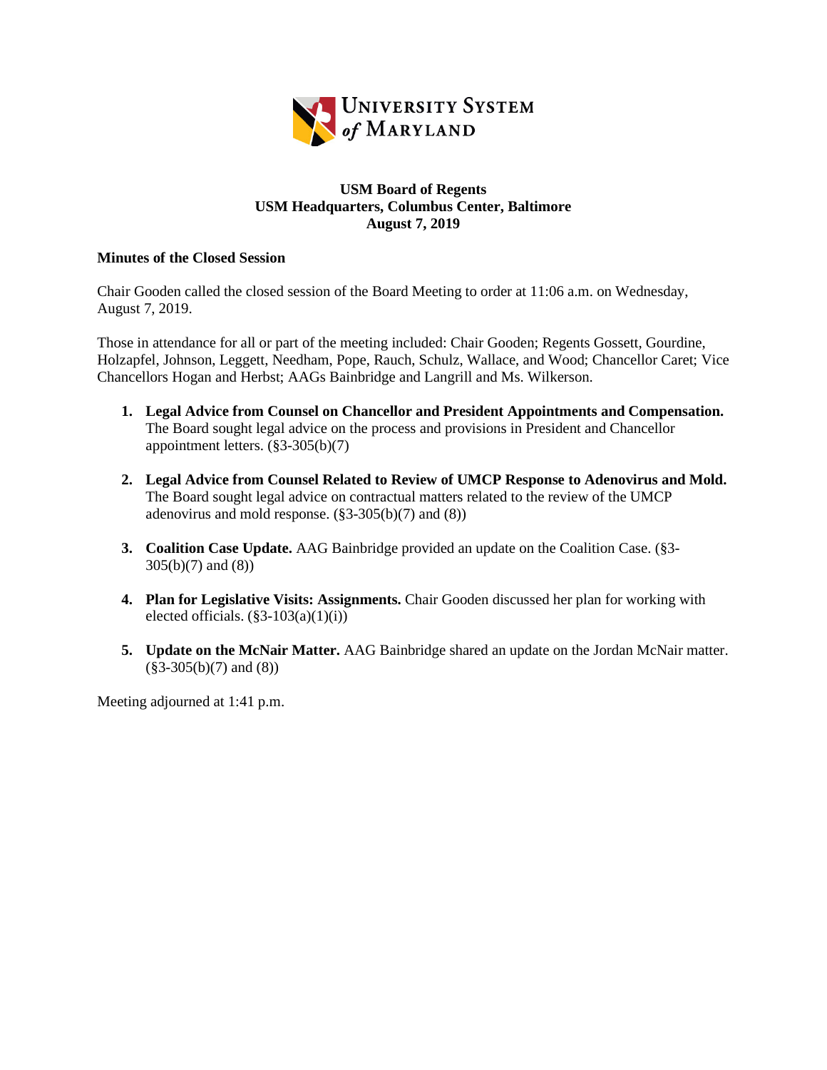**USM Board of Regents**
**USM Headquarters, Columbus Center, Baltimore**
**August 7, 2019**

**Minutes of the Closed Session**

Chair Gooden called the closed session of the Board Meeting to order at 11:06 a.m. on Wednesday, August 7, 2019.

Those in attendance for all or part of the meeting included: Chair Gooden; Regents Gossett, Gourdine, Holzapfel, Johnson, Leggett, Needham, Pope, Rauch, Schulz, Wallace, and Wood; Chancellor Caret; Vice Chancellors Hogan and Herbst; AAGs Bainbridge and Langrill and Ms. Wilkerson.

1. **Legal Advice from Counsel on Chancellor and President Appointments and Compensation.** The Board sought legal advice on the process and provisions in President and Chancellor appointment letters. (§3-305(b)(7)

2. **Legal Advice from Counsel Related to Review of UMCP Response to Adenovirus and Mold.** The Board sought legal advice on contractual matters related to the review of the UMCP adenovirus and mold response. (§3-305(b)(7) and (8))

3. **Coalition Case Update.** AAG Bainbridge provided an update on the Coalition Case. (§3-305(b)(7) and (8))

4. **Plan for Legislative Visits: Assignments.** Chair Gooden discussed her plan for working with elected officials. (§3-103(a)(1)(i))

5. **Update on the McNair Matter.** AAG Bainbridge shared an update on the Jordan McNair matter. (§3-305(b)(7) and (8))

Meeting adjourned at 1:41 p.m.